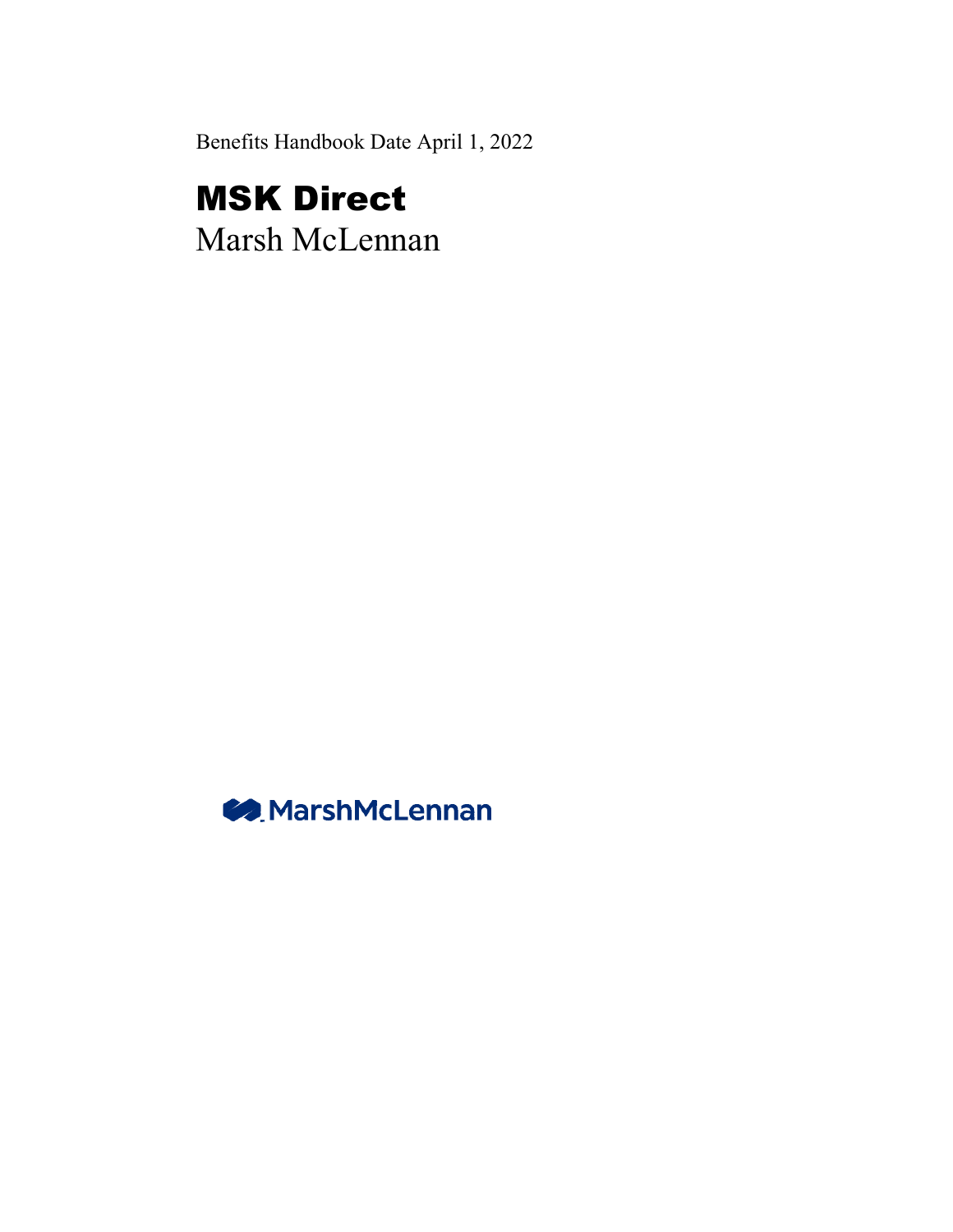Benefits Handbook Date April 1, 2022

# MSK Direct

Marsh McLennan

MarshMcLennan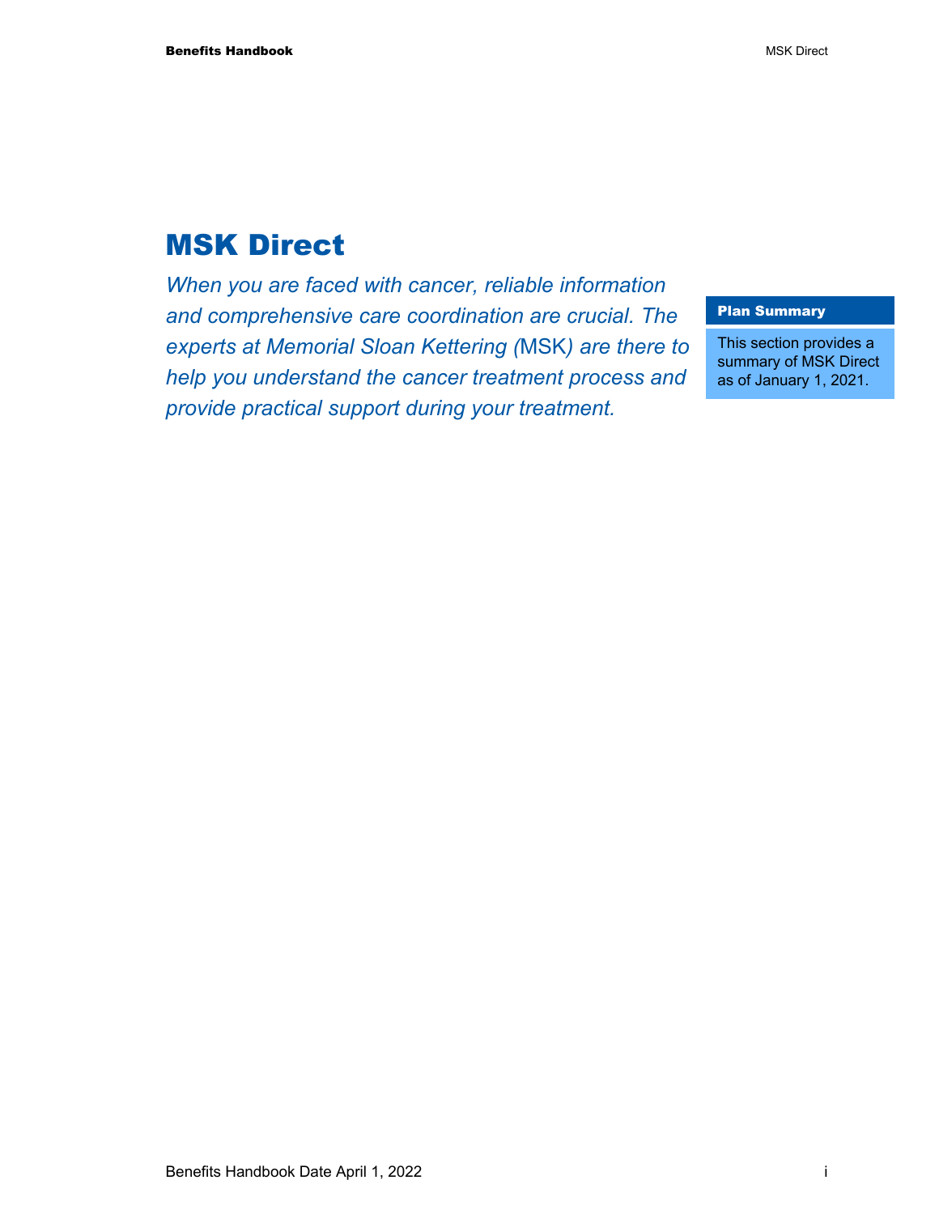# MSK Direct

*When you are faced with cancer, reliable information and comprehensive care coordination are crucial. The experts at Memorial Sloan Kettering (MSK) are there to help you understand the cancer treatment process and provide practical support during your treatment.*

**Plan Summary**

This section provides a summary of MSK Direct as of January 1, 2021.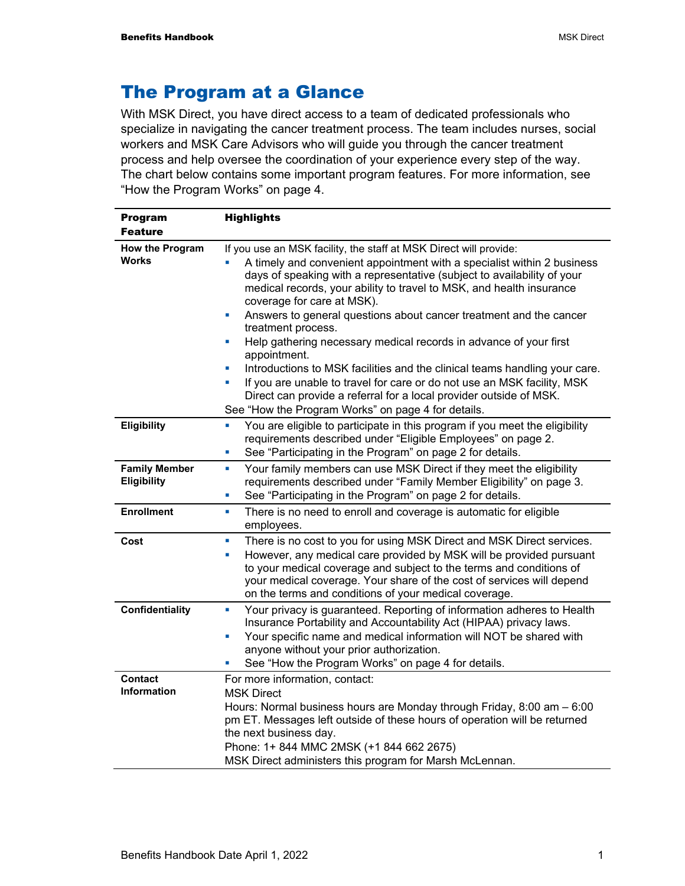# The Program at a Glance

With MSK Direct, you have direct access to a team of dedicated professionals who specialize in navigating the cancer treatment process. The team includes nurses, social workers and MSK Care Advisors who will guide you through the cancer treatment process and help oversee the coordination of your experience every step of the way. The chart below contains some important program features. For more information, see “How the Program Works” on page 4.

| Program Feature | Highlights |
|---|---|
| **How the Program Works** | If you use an MSK facility, the staff at MSK Direct will provide:<br>▪ A timely and convenient appointment with a specialist within 2 business days of speaking with a representative (subject to availability of your medical records, your ability to travel to MSK, and health insurance coverage for care at MSK).<br>▪ Answers to general questions about cancer treatment and the cancer treatment process.<br>▪ Help gathering necessary medical records in advance of your first appointment.<br>▪ Introductions to MSK facilities and the clinical teams handling your care.<br>▪ If you are unable to travel for care or do not use an MSK facility, MSK Direct can provide a referral for a local provider outside of MSK.<br>See “How the Program Works” on page 4 for details. |
| **Eligibility** | ▪ You are eligible to participate in this program if you meet the eligibility requirements described under “Eligible Employees” on page 2.<br>▪ See “Participating in the Program” on page 2 for details. |
| **Family Member Eligibility** | ▪ Your family members can use MSK Direct if they meet the eligibility requirements described under “Family Member Eligibility” on page 3.<br>▪ See “Participating in the Program” on page 2 for details. |
| **Enrollment** | ▪ There is no need to enroll and coverage is automatic for eligible employees. |
| **Cost** | ▪ There is no cost to you for using MSK Direct and MSK Direct services.<br>▪ However, any medical care provided by MSK will be provided pursuant to your medical coverage and subject to the terms and conditions of your medical coverage. Your share of the cost of services will depend on the terms and conditions of your medical coverage. |
| **Confidentiality** | ▪ Your privacy is guaranteed. Reporting of information adheres to Health Insurance Portability and Accountability Act (HIPAA) privacy laws.<br>▪ Your specific name and medical information will NOT be shared with anyone without your prior authorization.<br>▪ See “How the Program Works” on page 4 for details. |
| **Contact Information** | For more information, contact:<br>MSK Direct<br>Hours: Normal business hours are Monday through Friday, 8:00 am – 6:00 pm ET. Messages left outside of these hours of operation will be returned the next business day.<br>Phone: 1+ 844 MMC 2MSK (+1 844 662 2675)<br>MSK Direct administers this program for Marsh McLennan. |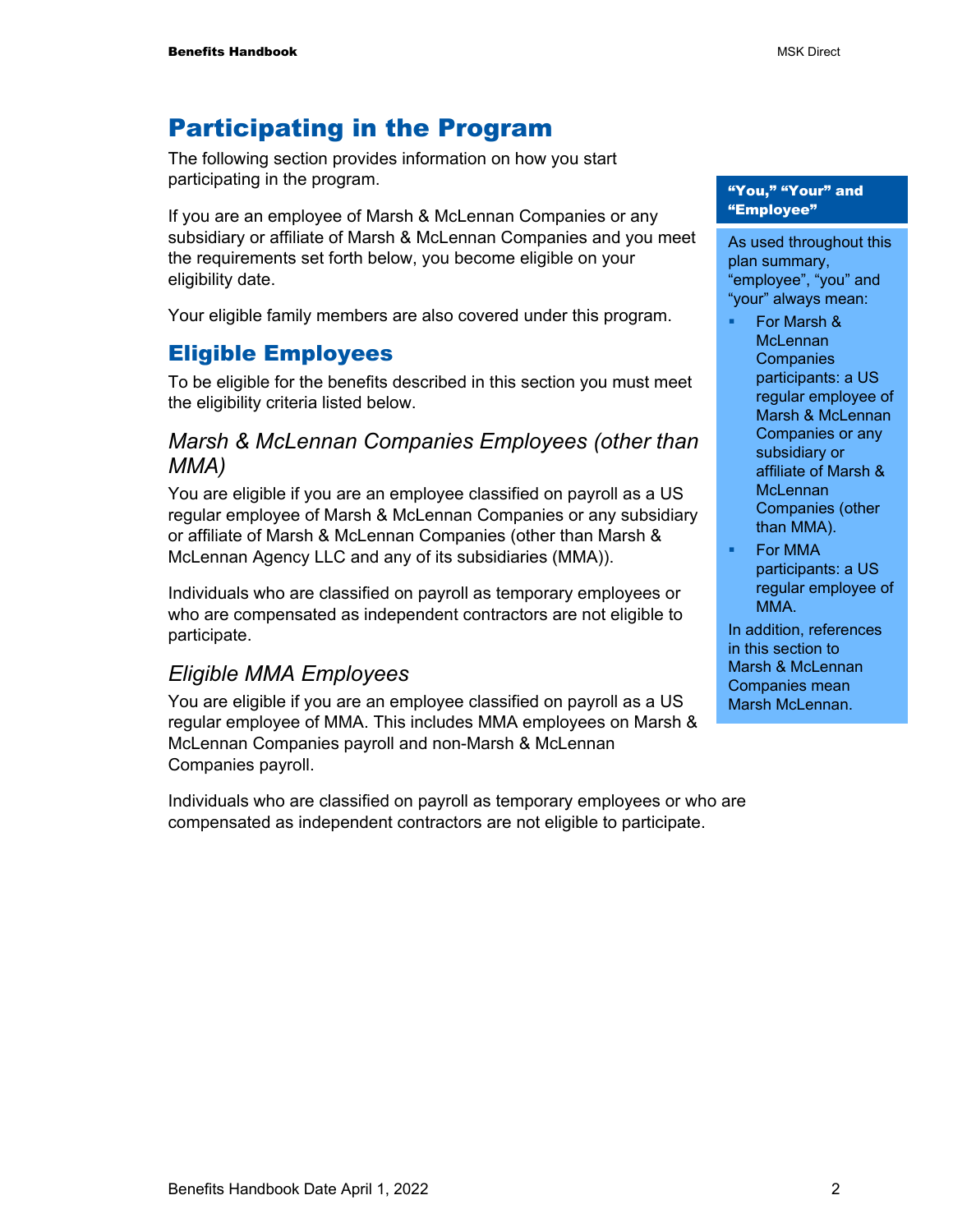# Participating in the Program

The following section provides information on how you start participating in the program.

If you are an employee of Marsh & McLennan Companies or any subsidiary or affiliate of Marsh & McLennan Companies and you meet the requirements set forth below, you become eligible on your eligibility date.

Your eligible family members are also covered under this program.

> **"You," "Your" and "Employee"**
>
> As used throughout this plan summary, "employee", "you" and "your" always mean:
>
> - For Marsh & McLennan Companies participants: a US regular employee of Marsh & McLennan Companies or any subsidiary or affiliate of Marsh & McLennan Companies (other than MMA).
> - For MMA participants: a US regular employee of MMA.
>
> In addition, references in this section to Marsh & McLennan Companies mean Marsh McLennan.

## Eligible Employees

To be eligible for the benefits described in this section you must meet the eligibility criteria listed below.

### *Marsh & McLennan Companies Employees (other than MMA)*

You are eligible if you are an employee classified on payroll as a US regular employee of Marsh & McLennan Companies or any subsidiary or affiliate of Marsh & McLennan Companies (other than Marsh & McLennan Agency LLC and any of its subsidiaries (MMA)).

Individuals who are classified on payroll as temporary employees or who are compensated as independent contractors are not eligible to participate.

### *Eligible MMA Employees*

You are eligible if you are an employee classified on payroll as a US regular employee of MMA. This includes MMA employees on Marsh & McLennan Companies payroll and non-Marsh & McLennan Companies payroll.

Individuals who are classified on payroll as temporary employees or who are compensated as independent contractors are not eligible to participate.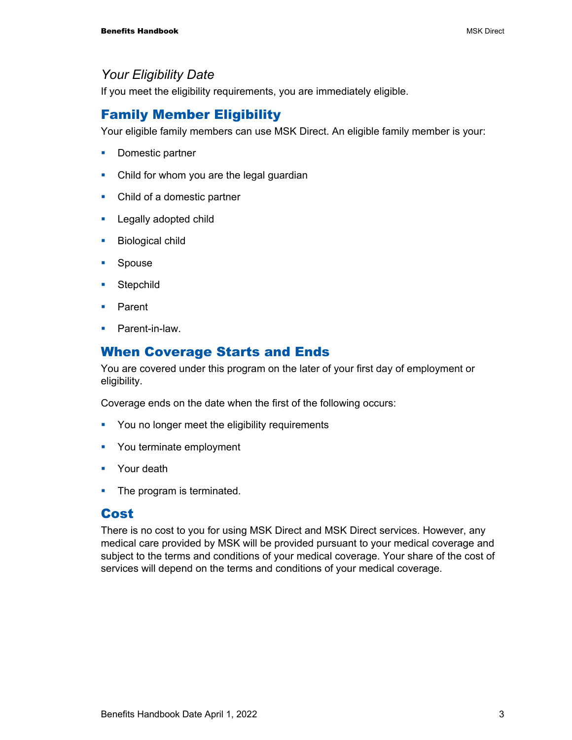### *Your Eligibility Date*

If you meet the eligibility requirements, you are immediately eligible.

## Family Member Eligibility

Your eligible family members can use MSK Direct. An eligible family member is your:

- Domestic partner
- Child for whom you are the legal guardian
- Child of a domestic partner
- Legally adopted child
- Biological child
- Spouse
- Stepchild
- Parent
- Parent-in-law.

## When Coverage Starts and Ends

You are covered under this program on the later of your first day of employment or eligibility.

Coverage ends on the date when the first of the following occurs:

- You no longer meet the eligibility requirements
- You terminate employment
- Your death
- The program is terminated.

## Cost

There is no cost to you for using MSK Direct and MSK Direct services. However, any medical care provided by MSK will be provided pursuant to your medical coverage and subject to the terms and conditions of your medical coverage. Your share of the cost of services will depend on the terms and conditions of your medical coverage.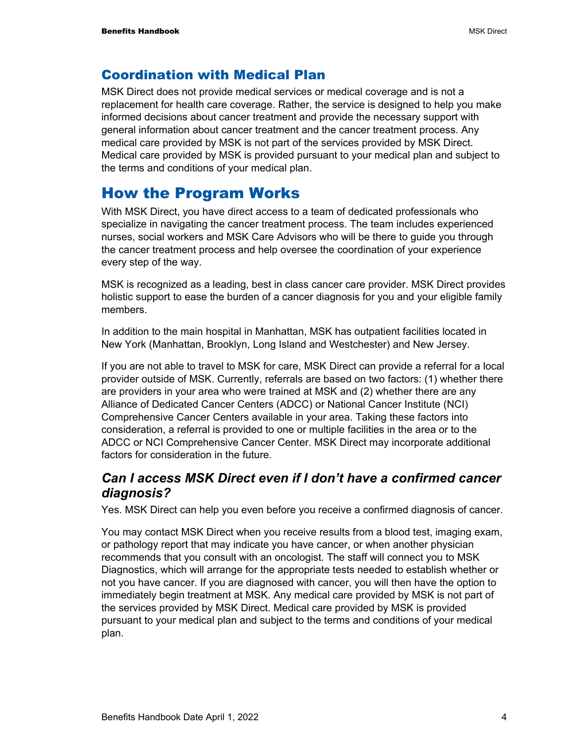## Coordination with Medical Plan

MSK Direct does not provide medical services or medical coverage and is not a replacement for health care coverage. Rather, the service is designed to help you make informed decisions about cancer treatment and provide the necessary support with general information about cancer treatment and the cancer treatment process. Any medical care provided by MSK is not part of the services provided by MSK Direct. Medical care provided by MSK is provided pursuant to your medical plan and subject to the terms and conditions of your medical plan.

# How the Program Works

With MSK Direct, you have direct access to a team of dedicated professionals who specialize in navigating the cancer treatment process. The team includes experienced nurses, social workers and MSK Care Advisors who will be there to guide you through the cancer treatment process and help oversee the coordination of your experience every step of the way.

MSK is recognized as a leading, best in class cancer care provider. MSK Direct provides holistic support to ease the burden of a cancer diagnosis for you and your eligible family members.

In addition to the main hospital in Manhattan, MSK has outpatient facilities located in New York (Manhattan, Brooklyn, Long Island and Westchester) and New Jersey.

If you are not able to travel to MSK for care, MSK Direct can provide a referral for a local provider outside of MSK. Currently, referrals are based on two factors: (1) whether there are providers in your area who were trained at MSK and (2) whether there are any Alliance of Dedicated Cancer Centers (ADCC) or National Cancer Institute (NCI) Comprehensive Cancer Centers available in your area. Taking these factors into consideration, a referral is provided to one or multiple facilities in the area or to the ADCC or NCI Comprehensive Cancer Center. MSK Direct may incorporate additional factors for consideration in the future.

### *Can I access MSK Direct even if I don't have a confirmed cancer diagnosis?*

Yes. MSK Direct can help you even before you receive a confirmed diagnosis of cancer.

You may contact MSK Direct when you receive results from a blood test, imaging exam, or pathology report that may indicate you have cancer, or when another physician recommends that you consult with an oncologist. The staff will connect you to MSK Diagnostics, which will arrange for the appropriate tests needed to establish whether or not you have cancer. If you are diagnosed with cancer, you will then have the option to immediately begin treatment at MSK. Any medical care provided by MSK is not part of the services provided by MSK Direct. Medical care provided by MSK is provided pursuant to your medical plan and subject to the terms and conditions of your medical plan.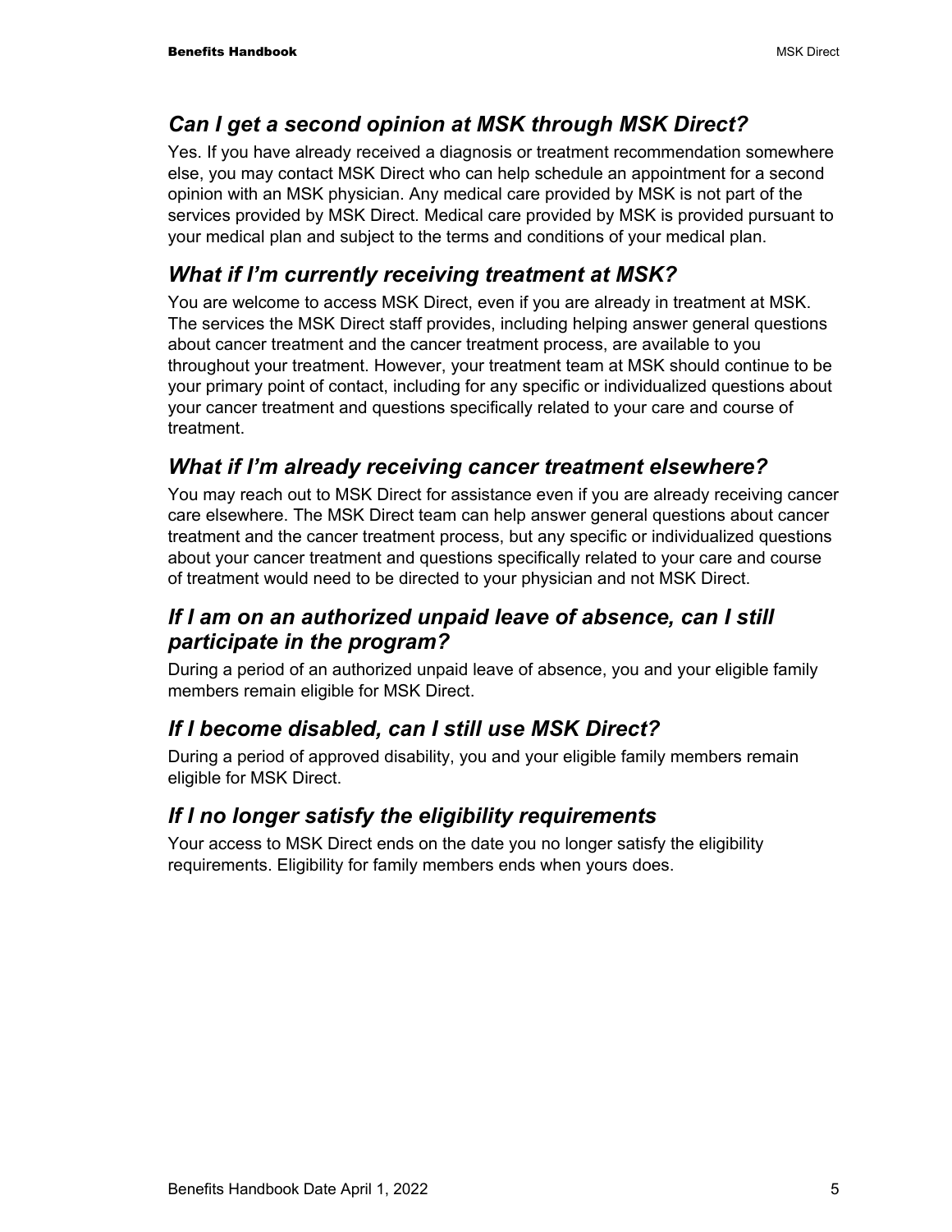### *Can I get a second opinion at MSK through MSK Direct?*

Yes. If you have already received a diagnosis or treatment recommendation somewhere else, you may contact MSK Direct who can help schedule an appointment for a second opinion with an MSK physician. Any medical care provided by MSK is not part of the services provided by MSK Direct. Medical care provided by MSK is provided pursuant to your medical plan and subject to the terms and conditions of your medical plan.

### *What if I'm currently receiving treatment at MSK?*

You are welcome to access MSK Direct, even if you are already in treatment at MSK. The services the MSK Direct staff provides, including helping answer general questions about cancer treatment and the cancer treatment process, are available to you throughout your treatment. However, your treatment team at MSK should continue to be your primary point of contact, including for any specific or individualized questions about your cancer treatment and questions specifically related to your care and course of treatment.

### *What if I'm already receiving cancer treatment elsewhere?*

You may reach out to MSK Direct for assistance even if you are already receiving cancer care elsewhere. The MSK Direct team can help answer general questions about cancer treatment and the cancer treatment process, but any specific or individualized questions about your cancer treatment and questions specifically related to your care and course of treatment would need to be directed to your physician and not MSK Direct.

### *If I am on an authorized unpaid leave of absence, can I still participate in the program?*

During a period of an authorized unpaid leave of absence, you and your eligible family members remain eligible for MSK Direct.

### *If I become disabled, can I still use MSK Direct?*

During a period of approved disability, you and your eligible family members remain eligible for MSK Direct.

### *If I no longer satisfy the eligibility requirements*

Your access to MSK Direct ends on the date you no longer satisfy the eligibility requirements. Eligibility for family members ends when yours does.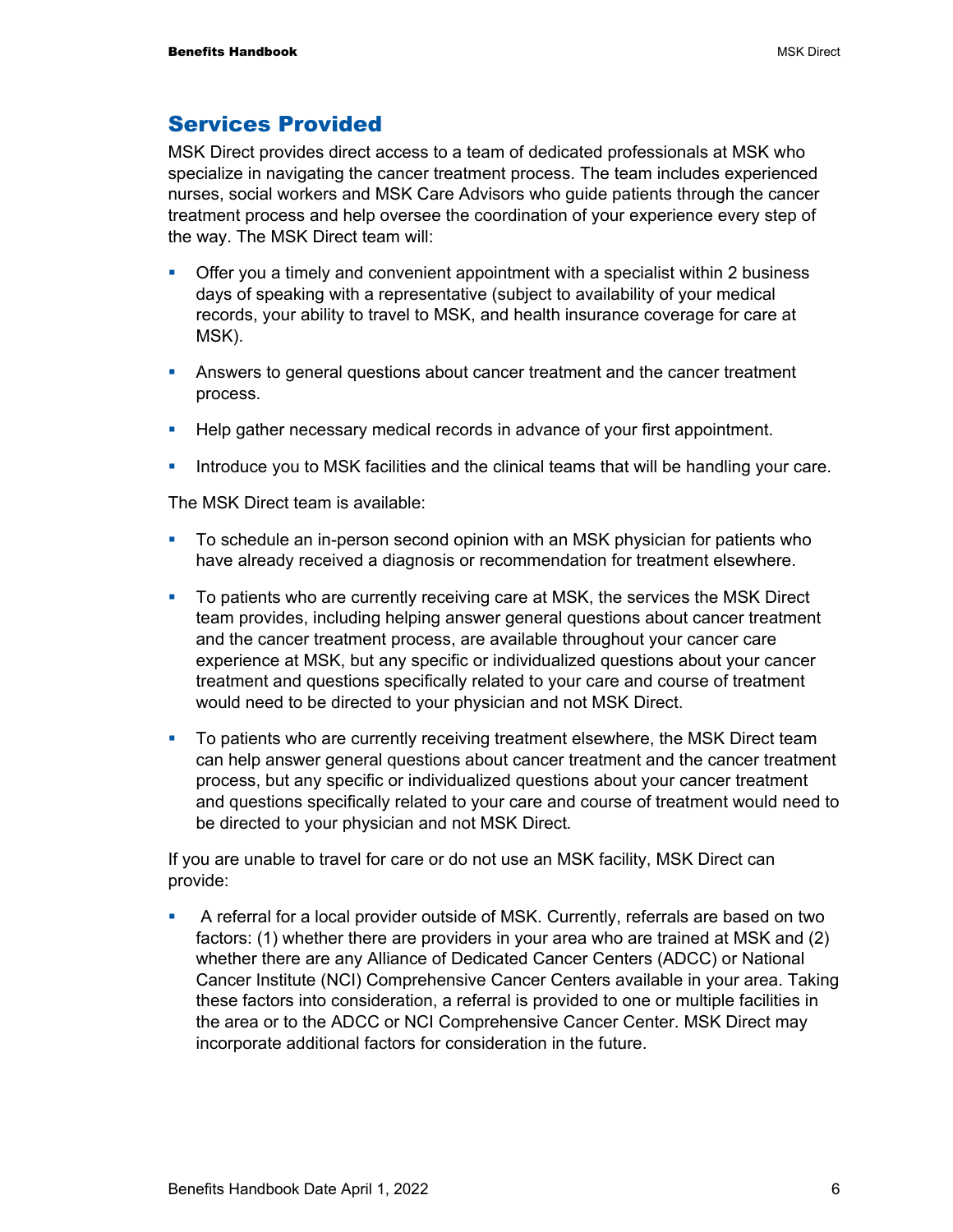## Services Provided

MSK Direct provides direct access to a team of dedicated professionals at MSK who specialize in navigating the cancer treatment process. The team includes experienced nurses, social workers and MSK Care Advisors who guide patients through the cancer treatment process and help oversee the coordination of your experience every step of the way. The MSK Direct team will:

- Offer you a timely and convenient appointment with a specialist within 2 business days of speaking with a representative (subject to availability of your medical records, your ability to travel to MSK, and health insurance coverage for care at MSK).
- Answers to general questions about cancer treatment and the cancer treatment process.
- Help gather necessary medical records in advance of your first appointment.
- Introduce you to MSK facilities and the clinical teams that will be handling your care.

The MSK Direct team is available:

- To schedule an in-person second opinion with an MSK physician for patients who have already received a diagnosis or recommendation for treatment elsewhere.
- To patients who are currently receiving care at MSK, the services the MSK Direct team provides, including helping answer general questions about cancer treatment and the cancer treatment process, are available throughout your cancer care experience at MSK, but any specific or individualized questions about your cancer treatment and questions specifically related to your care and course of treatment would need to be directed to your physician and not MSK Direct.
- To patients who are currently receiving treatment elsewhere, the MSK Direct team can help answer general questions about cancer treatment and the cancer treatment process, but any specific or individualized questions about your cancer treatment and questions specifically related to your care and course of treatment would need to be directed to your physician and not MSK Direct.

If you are unable to travel for care or do not use an MSK facility, MSK Direct can provide:

- A referral for a local provider outside of MSK. Currently, referrals are based on two factors: (1) whether there are providers in your area who are trained at MSK and (2) whether there are any Alliance of Dedicated Cancer Centers (ADCC) or National Cancer Institute (NCI) Comprehensive Cancer Centers available in your area. Taking these factors into consideration, a referral is provided to one or multiple facilities in the area or to the ADCC or NCI Comprehensive Cancer Center. MSK Direct may incorporate additional factors for consideration in the future.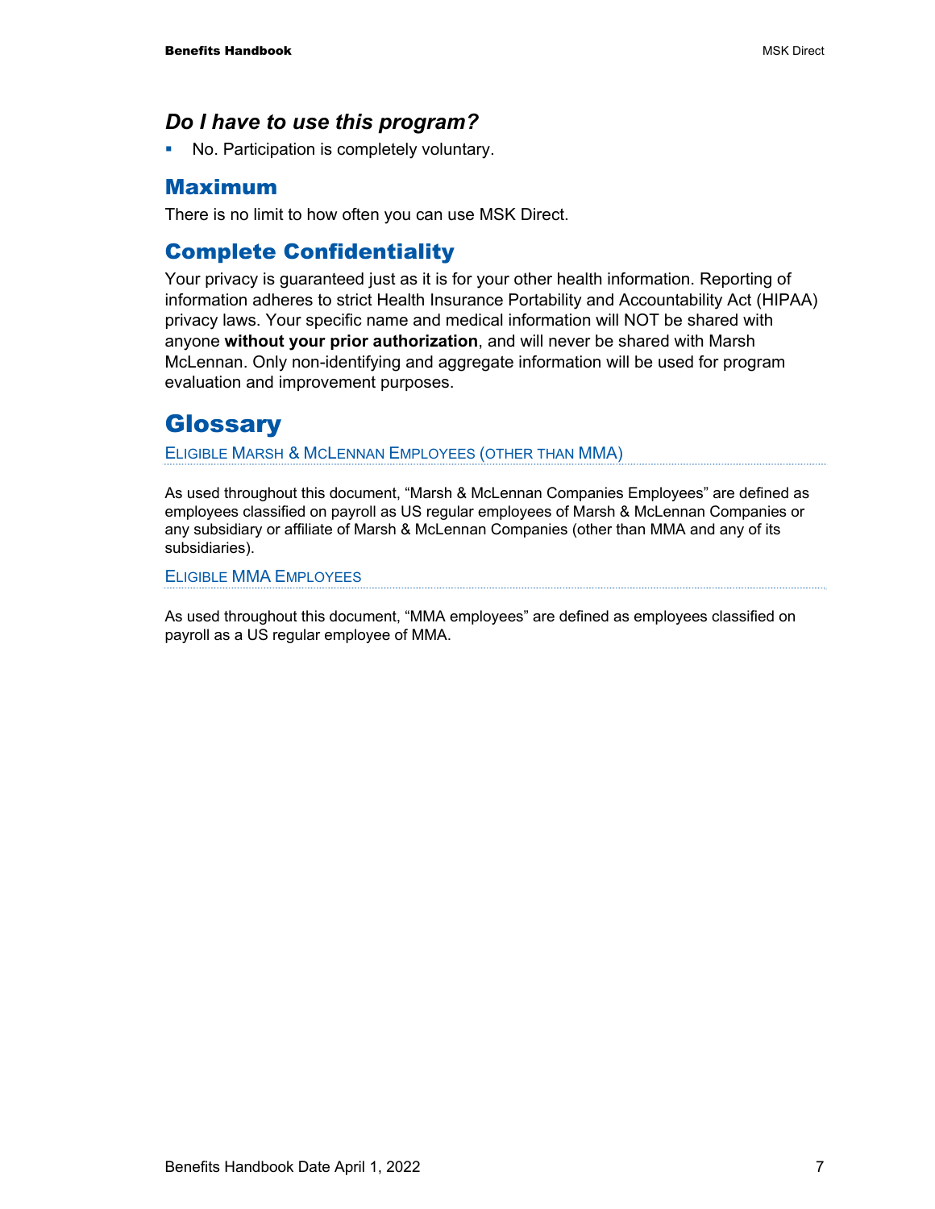### *Do I have to use this program?*

- No. Participation is completely voluntary.

## Maximum

There is no limit to how often you can use MSK Direct.

## Complete Confidentiality

Your privacy is guaranteed just as it is for your other health information. Reporting of information adheres to strict Health Insurance Portability and Accountability Act (HIPAA) privacy laws. Your specific name and medical information will NOT be shared with anyone **without your prior authorization**, and will never be shared with Marsh McLennan. Only non-identifying and aggregate information will be used for program evaluation and improvement purposes.

# Glossary

#### ELIGIBLE MARSH & MCLENNAN EMPLOYEES (OTHER THAN MMA)

As used throughout this document, “Marsh & McLennan Companies Employees” are defined as employees classified on payroll as US regular employees of Marsh & McLennan Companies or any subsidiary or affiliate of Marsh & McLennan Companies (other than MMA and any of its subsidiaries).

#### ELIGIBLE MMA EMPLOYEES

As used throughout this document, “MMA employees” are defined as employees classified on payroll as a US regular employee of MMA.